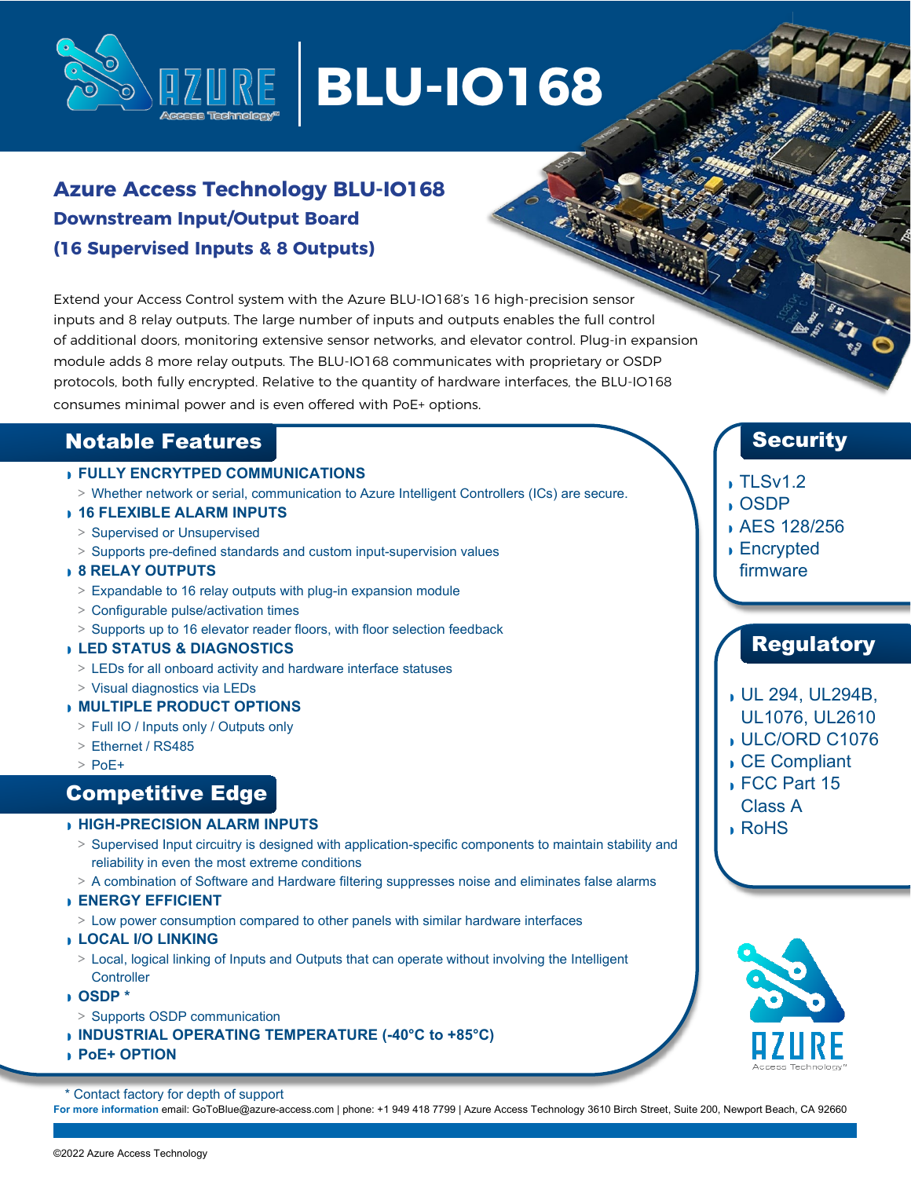# BLU-IO168

## Azure Access Technology BLU-IO168

### Downstream Input/Output Board

### (16 Supervised Inputs & 8 Outputs)

Extend your Access Control system with the Azure BLU-IO168's 16 high-precision sensor inputs and 8 relay outputs. The large number of inputs and outputs enables the full control of additional doors, monitoring extensive sensor networks, and elevator control. Plug-in expansion module adds 8 more relay outputs. The BLU-IO168 communicates with proprietary or OSDP protocols, both fully encrypted. Relative to the quantity of hardware interfaces, the BLU-IO168 consumes minimal power and is even offered with PoE+ options.

## Notable Features

- **FULLY ENCRYTPED COMMUNICATIONS**
  - Whether network or serial, communication to Azure Intelligent Controllers (ICs) are secure.
- **16 FLEXIBLE ALARM INPUTS**
  - Supervised or Unsupervised
  - Supports pre-defined standards and custom input-supervision values
- **8 RELAY OUTPUTS**
  - Expandable to 16 relay outputs with plug-in expansion module
  - Configurable pulse/activation times
  - Supports up to 16 elevator reader floors, with floor selection feedback
- **LED STATUS & DIAGNOSTICS**
  - LEDs for all onboard activity and hardware interface statuses
  - Visual diagnostics via LEDs
- **MULTIPLE PRODUCT OPTIONS**
  - Full IO / Inputs only / Outputs only
  - Ethernet / RS485
  - PoE+

## Competitive Edge

- **HIGH-PRECISION ALARM INPUTS**
  - Supervised Input circuitry is designed with application-specific components to maintain stability and reliability in even the most extreme conditions
  - A combination of Software and Hardware filtering suppresses noise and eliminates false alarms
- **ENERGY EFFICIENT**
  - Low power consumption compared to other panels with similar hardware interfaces
- **LOCAL I/O LINKING**
  - Local, logical linking of Inputs and Outputs that can operate without involving the Intelligent Controller
- **OSDP ***
  - Supports OSDP communication
- **INDUSTRIAL OPERATING TEMPERATURE (-40°C to +85°C)**
- **PoE+ OPTION**

## Security

- TLSv1.2
- OSDP
- AES 128/256
- Encrypted firmware

## Regulatory

- UL 294, UL294B, UL1076, UL2610
- ULC/ORD C1076
- CE Compliant
- FCC Part 15 Class A
- RoHS

\* Contact factory for depth of support

**For more information** email: GoToBlue@azure-access.com | phone: +1 949 418 7799 | Azure Access Technology 3610 Birch Street, Suite 200, Newport Beach, CA 92660

©2022 Azure Access Technology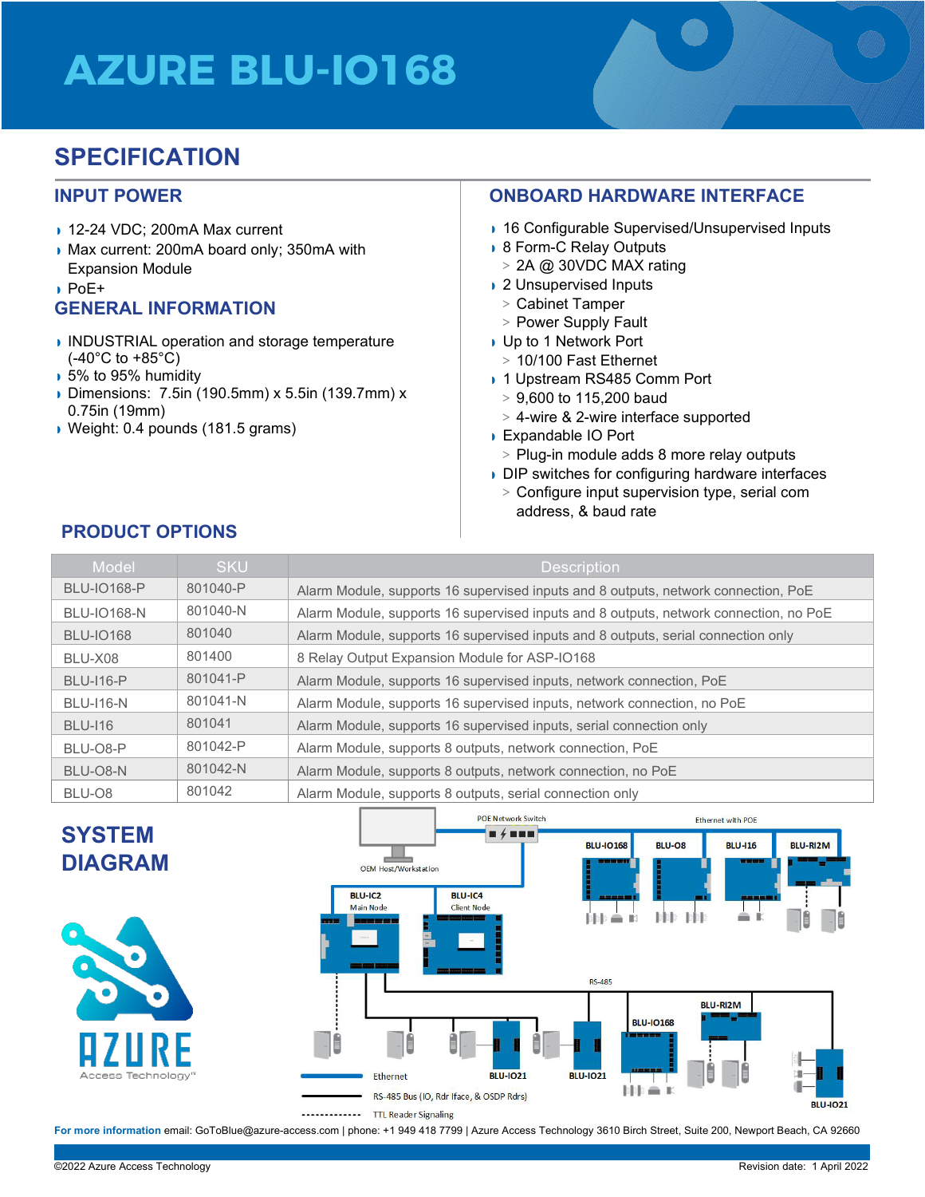# AZURE BLU-IO168

## SPECIFICATION

### INPUT POWER

- 12-24 VDC; 200mA Max current
- Max current: 200mA board only; 350mA with Expansion Module
- PoE+

### GENERAL INFORMATION

- INDUSTRIAL operation and storage temperature (-40°C to +85°C)
- 5% to 95% humidity
- Dimensions: 7.5in (190.5mm) x 5.5in (139.7mm) x 0.75in (19mm)
- Weight: 0.4 pounds (181.5 grams)

### ONBOARD HARDWARE INTERFACE

- 16 Configurable Supervised/Unsupervised Inputs
- 8 Form-C Relay Outputs
  - 2A @ 30VDC MAX rating
- 2 Unsupervised Inputs
  - Cabinet Tamper
  - Power Supply Fault
- Up to 1 Network Port
  - 10/100 Fast Ethernet
- 1 Upstream RS485 Comm Port
  - 9,600 to 115,200 baud
  - 4-wire & 2-wire interface supported
- Expandable IO Port
  - Plug-in module adds 8 more relay outputs
- DIP switches for configuring hardware interfaces
  - Configure input supervision type, serial com address, & baud rate

### PRODUCT OPTIONS

| Model | SKU | Description |
|---|---|---|
| BLU-IO168-P | 801040-P | Alarm Module, supports 16 supervised inputs and 8 outputs, network connection, PoE |
| BLU-IO168-N | 801040-N | Alarm Module, supports 16 supervised inputs and 8 outputs, network connection, no PoE |
| BLU-IO168 | 801040 | Alarm Module, supports 16 supervised inputs and 8 outputs, serial connection only |
| BLU-X08 | 801400 | 8 Relay Output Expansion Module for ASP-IO168 |
| BLU-I16-P | 801041-P | Alarm Module, supports 16 supervised inputs, network connection, PoE |
| BLU-I16-N | 801041-N | Alarm Module, supports 16 supervised inputs, network connection, no PoE |
| BLU-I16 | 801041 | Alarm Module, supports 16 supervised inputs, serial connection only |
| BLU-O8-P | 801042-P | Alarm Module, supports 8 outputs, network connection, PoE |
| BLU-O8-N | 801042-N | Alarm Module, supports 8 outputs, network connection, no PoE |
| BLU-O8 | 801042 | Alarm Module, supports 8 outputs, serial connection only |

## SYSTEM DIAGRAM

POE Network Switch
Ethernet with POE
OEM Host/Workstation
BLU-IO168
BLU-O8
BLU-I16
BLU-RI2M
BLU-IC2
Main Node
BLU-IC4
Client Node
RS-485
BLU-RI2M
BLU-IO168
BLU-IO21
BLU-IO21
BLU-IO21
Ethernet
RS-485 Bus (IO, Rdr Iface, & OSDP Rdrs)
TTL Reader Signaling

AZURE
Access Technology™

**For more information** email: GoToBlue@azure-access.com | phone: +1 949 418 7799 | Azure Access Technology 3610 Birch Street, Suite 200, Newport Beach, CA 92660

©2022 Azure Access Technology

Revision date: 1 April 2022